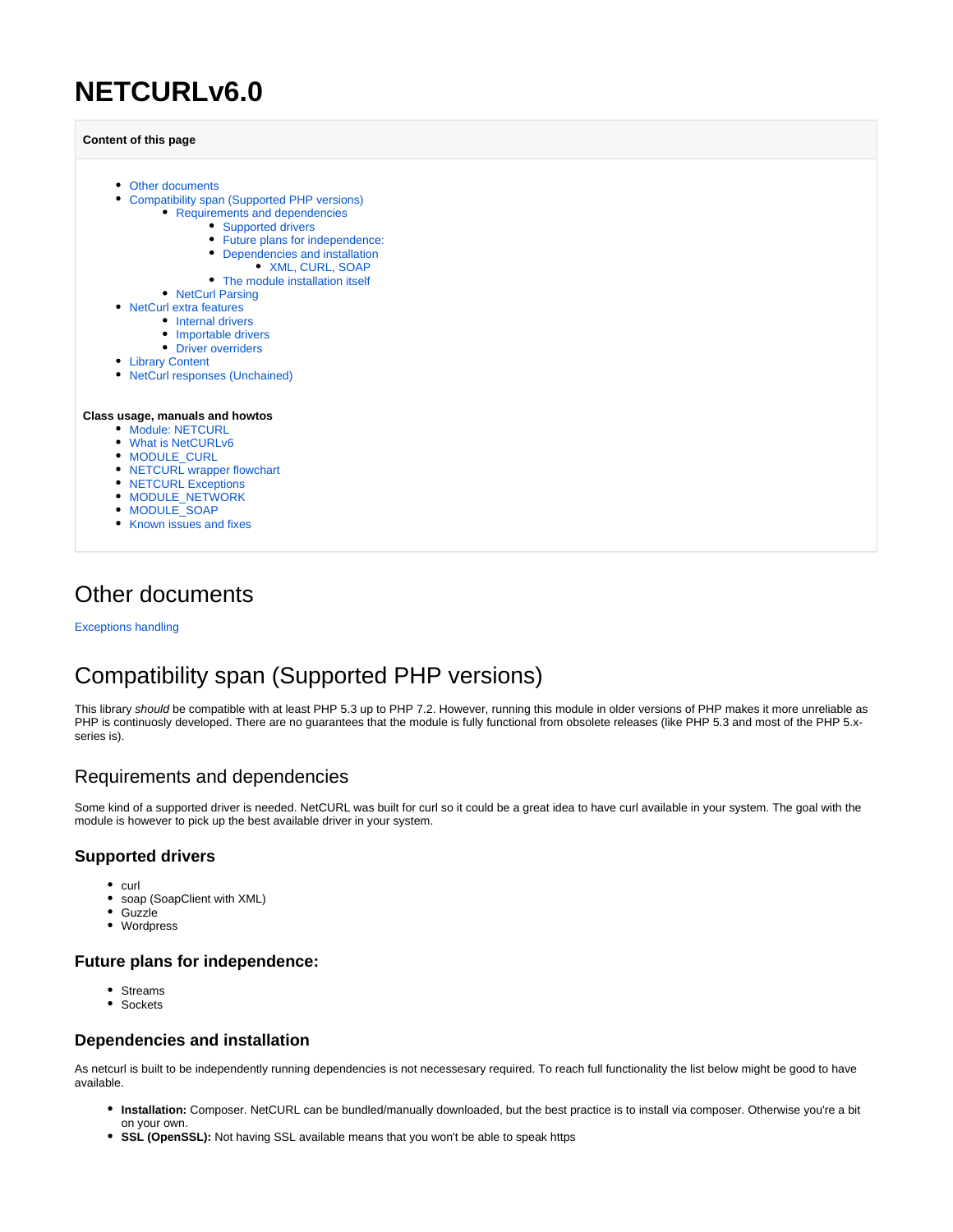# NETCURLv6.0

**Content of this page**

- Other documents
- Compatibility span (Supported PHP versions)
    - Requirements and dependencies
        - Supported drivers
        - Future plans for independence:
        - Dependencies and installation
            - XML, CURL, SOAP
        - The module installation itself
    - NetCurl Parsing
- NetCurl extra features
    - Internal drivers
    - Importable drivers
    - Driver overriders
- Library Content
- NetCurl responses (Unchained)

**Class usage, manuals and howtos**

- Module: NETCURL
- What is NetCURLv6
- MODULE_CURL
- NETCURL wrapper flowchart
- NETCURL Exceptions
- MODULE_NETWORK
- MODULE_SOAP
- Known issues and fixes

## Other documents

Exceptions handling

## Compatibility span (Supported PHP versions)

This library *should* be compatible with at least PHP 5.3 up to PHP 7.2. However, running this module in older versions of PHP makes it more unreliable as PHP is continuosly developed. There are no guarantees that the module is fully functional from obsolete releases (like PHP 5.3 and most of the PHP 5.x-series is).

### Requirements and dependencies

Some kind of a supported driver is needed. NetCURL was built for curl so it could be a great idea to have curl available in your system. The goal with the module is however to pick up the best available driver in your system.

#### Supported drivers

- curl
- soap (SoapClient with XML)
- Guzzle
- Wordpress

#### Future plans for independence:

- Streams
- Sockets

#### Dependencies and installation

As netcurl is built to be independently running dependencies is not necessesary required. To reach full functionality the list below might be good to have available.

- **Installation:** Composer. NetCURL can be bundled/manually downloaded, but the best practice is to install via composer. Otherwise you're a bit on your own.
- **SSL (OpenSSL):** Not having SSL available means that you won't be able to speak https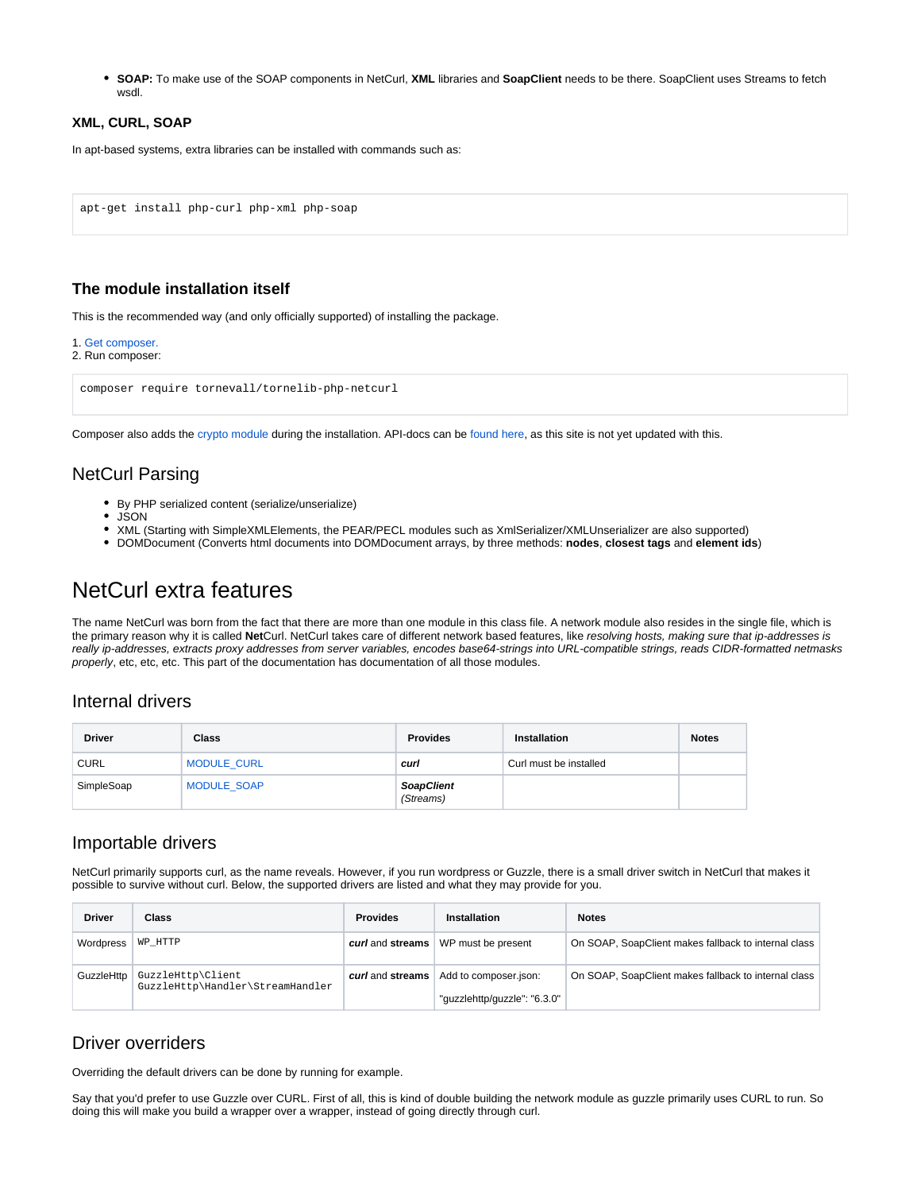- **SOAP:** To make use of the SOAP components in NetCurl, **XML** libraries and **SoapClient** needs to be there. SoapClient uses Streams to fetch wsdl.

### XML, CURL, SOAP

In apt-based systems, extra libraries can be installed with commands such as:

```
apt-get install php-curl php-xml php-soap
```

### The module installation itself

This is the recommended way (and only officially supported) of installing the package.

1. Get composer.
2. Run composer:

```
composer require tornevall/tornelib-php-netcurl
```

Composer also adds the crypto module during the installation. API-docs can be found here, as this site is not yet updated with this.

## NetCurl Parsing

- By PHP serialized content (serialize/unserialize)
- JSON
- XML (Starting with SimpleXMLElements, the PEAR/PECL modules such as XmlSerializer/XMLUnserializer are also supported)
- DOMDocument (Converts html documents into DOMDocument arrays, by three methods: **nodes**, **closest tags** and **element ids**)

# NetCurl extra features

The name NetCurl was born from the fact that there are more than one module in this class file. A network module also resides in the single file, which is the primary reason why it is called **Net**Curl. NetCurl takes care of different network based features, like *resolving hosts, making sure that ip-addresses is really ip-addresses, extracts proxy addresses from server variables, encodes base64-strings into URL-compatible strings, reads CIDR-formatted netmasks properly*, etc, etc, etc. This part of the documentation has documentation of all those modules.

## Internal drivers

| Driver | Class | Provides | Installation | Notes |
|---|---|---|---|---|
| CURL | MODULE_CURL | ***curl*** | Curl must be installed | |
| SimpleSoap | MODULE_SOAP | ***SoapClient*** *(Streams)* | | |

## Importable drivers

NetCurl primarily supports curl, as the name reveals. However, if you run wordpress or Guzzle, there is a small driver switch in NetCurl that makes it possible to survive without curl. Below, the supported drivers are listed and what they may provide for you.

| Driver | Class | Provides | Installation | Notes |
|---|---|---|---|---|
| Wordpress | `WP_HTTP` | ***curl*** and **streams** | WP must be present | On SOAP, SoapClient makes fallback to internal class |
| GuzzleHttp | `GuzzleHttp\Client` `GuzzleHttp\Handler\StreamHandler` | ***curl*** and **streams** | Add to composer.json: "guzzlehttp/guzzle": "6.3.0" | On SOAP, SoapClient makes fallback to internal class |

## Driver overriders

Overriding the default drivers can be done by running for example.

Say that you'd prefer to use Guzzle over CURL. First of all, this is kind of double building the network module as guzzle primarily uses CURL to run. So doing this will make you build a wrapper over a wrapper, instead of going directly through curl.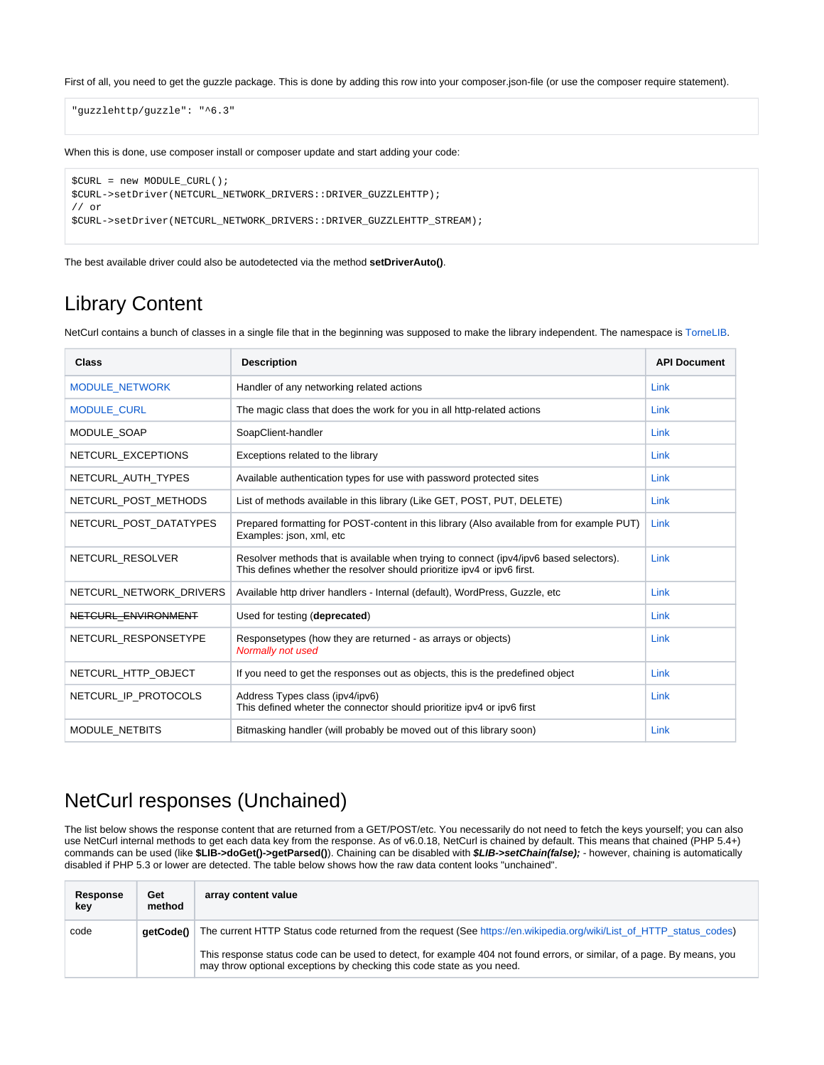First of all, you need to get the guzzle package. This is done by adding this row into your composer.json-file (or use the composer require statement).

```
"guzzlehttp/guzzle": "^6.3"
```

When this is done, use composer install or composer update and start adding your code:

```
$CURL = new MODULE_CURL();
$CURL->setDriver(NETCURL_NETWORK_DRIVERS::DRIVER_GUZZLEHTTP);
// or
$CURL->setDriver(NETCURL_NETWORK_DRIVERS::DRIVER_GUZZLEHTTP_STREAM);
```

The best available driver could also be autodetected via the method **setDriverAuto()**.

# Library Content

NetCurl contains a bunch of classes in a single file that in the beginning was supposed to make the library independent. The namespace is TorneLIB.

| Class | Description | API Document |
|---|---|---|
| MODULE_NETWORK | Handler of any networking related actions | Link |
| MODULE_CURL | The magic class that does the work for you in all http-related actions | Link |
| MODULE_SOAP | SoapClient-handler | Link |
| NETCURL_EXCEPTIONS | Exceptions related to the library | Link |
| NETCURL_AUTH_TYPES | Available authentication types for use with password protected sites | Link |
| NETCURL_POST_METHODS | List of methods available in this library (Like GET, POST, PUT, DELETE) | Link |
| NETCURL_POST_DATATYPES | Prepared formatting for POST-content in this library (Also available from for example PUT) Examples: json, xml, etc | Link |
| NETCURL_RESOLVER | Resolver methods that is available when trying to connect (ipv4/ipv6 based selectors). This defines whether the resolver should prioritize ipv4 or ipv6 first. | Link |
| NETCURL_NETWORK_DRIVERS | Available http driver handlers - Internal (default), WordPress, Guzzle, etc | Link |
| ~~NETCURL_ENVIRONMENT~~ | Used for testing (**deprecated**) | Link |
| NETCURL_RESPONSETYPE | Responsetypes (how they are returned - as arrays or objects) *Normally not used* | Link |
| NETCURL_HTTP_OBJECT | If you need to get the responses out as objects, this is the predefined object | Link |
| NETCURL_IP_PROTOCOLS | Address Types class (ipv4/ipv6) This defined wheter the connector should prioritize ipv4 or ipv6 first | Link |
| MODULE_NETBITS | Bitmasking handler (will probably be moved out of this library soon) | Link |

# NetCurl responses (Unchained)

The list below shows the response content that are returned from a GET/POST/etc. You necessarily do not need to fetch the keys yourself; you can also use NetCurl internal methods to get each data key from the response. As of v6.0.18, NetCurl is chained by default. This means that chained (PHP 5.4+) commands can be used (like **$LIB->doGet()->getParsed()**). Chaining can be disabled with ***$LIB->setChain(false);*** - however, chaining is automatically disabled if PHP 5.3 or lower are detected. The table below shows how the raw data content looks "unchained".

| Response key | Get method | array content value |
|---|---|---|
| code | **getCode()** | The current HTTP Status code returned from the request (See https://en.wikipedia.org/wiki/List_of_HTTP_status_codes)<br><br>This response status code can be used to detect, for example 404 not found errors, or similar, of a page. By means, you may throw optional exceptions by checking this code state as you need. |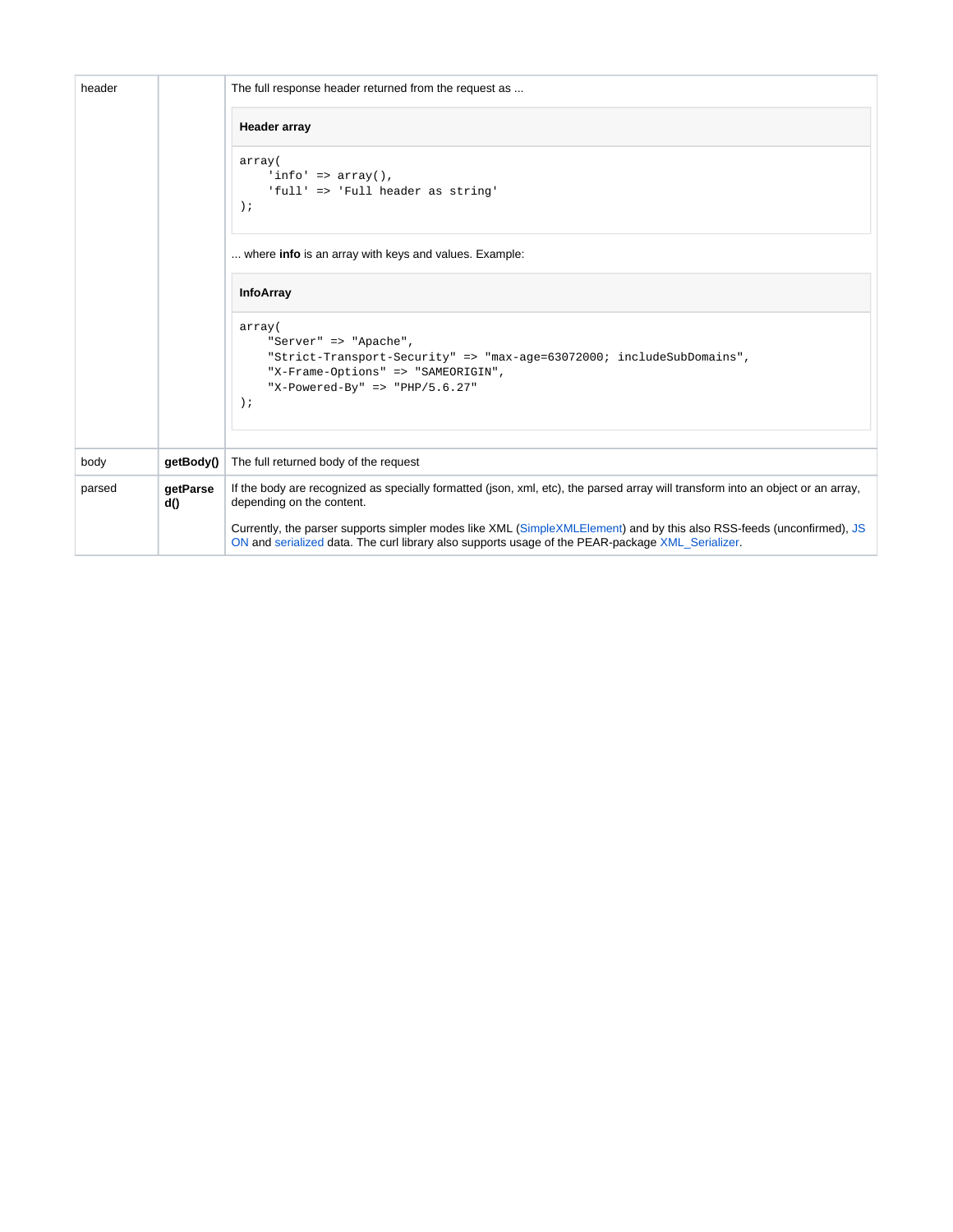| | | |
|---|---|---|
| header | | The full response header returned from the request as ...<br><br>**Header array**<br><br>`array(`<br>`    'info' => array(),`<br>`    'full' => 'Full header as string'`<br>`);`<br><br>... where **info** is an array with keys and values. Example:<br><br>**InfoArray**<br><br>`array(`<br>`    "Server" => "Apache",`<br>`    "Strict-Transport-Security" => "max-age=63072000; includeSubDomains",`<br>`    "X-Frame-Options" => "SAMEORIGIN",`<br>`    "X-Powered-By" => "PHP/5.6.27"`<br>`);` |
| body | **getBody()** | The full returned body of the request |
| parsed | **getParsed()** | If the body are recognized as specially formatted (json, xml, etc), the parsed array will transform into an object or an array, depending on the content.<br><br>Currently, the parser supports simpler modes like XML (SimpleXMLElement) and by this also RSS-feeds (unconfirmed), JSON and serialized data. The curl library also supports usage of the PEAR-package XML_Serializer. |